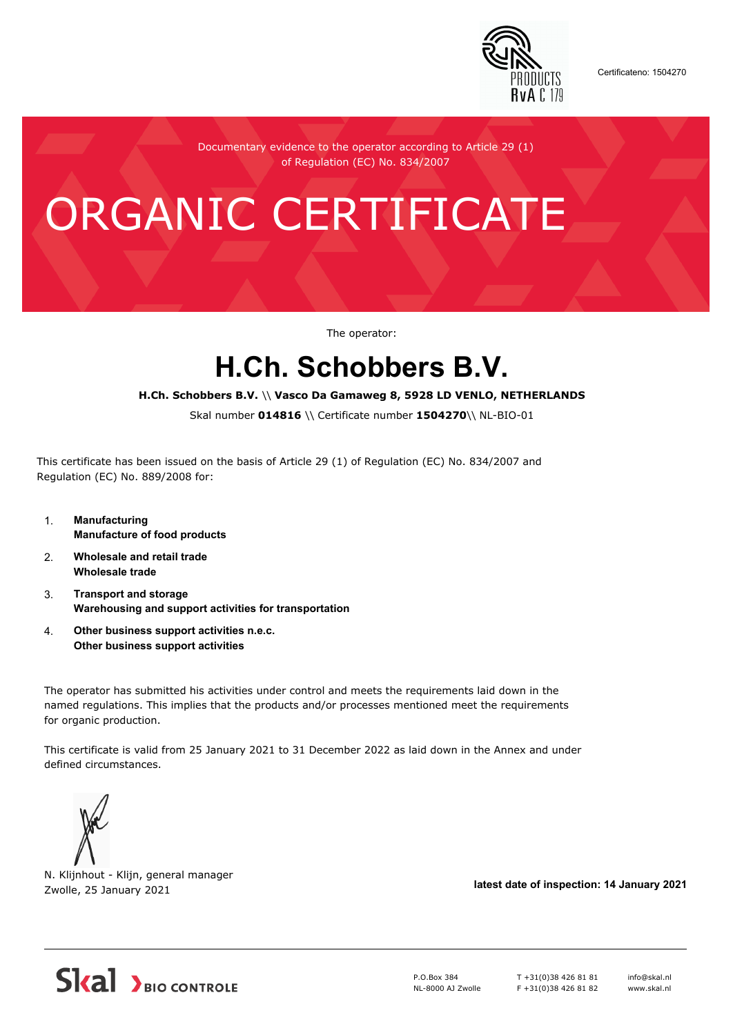Certificateno: 1504270

Documentary evidence to the operator according to Article 29 (1) of Regulation (EC) No. 834/2007

# ORGANIC CERTIFICATE

The operator:

## H.Ch. Schobbers B.V.

**H.Ch. Schobbers B.V. \\ Vasco Da Gamaweg 8, 5928 LD VENLO, NETHERLANDS**

Skal number **014816** \\ Certificate number **1504270**\\ NL-BIO-01

This certificate has been issued on the basis of Article 29 (1) of Regulation (EC) No. 834/2007 and Regulation (EC) No. 889/2008 for:

1. **Manufacturing**
   **Manufacture of food products**
2. **Wholesale and retail trade**
   **Wholesale trade**
3. **Transport and storage**
   **Warehousing and support activities for transportation**
4. **Other business support activities n.e.c.**
   **Other business support activities**

The operator has submitted his activities under control and meets the requirements laid down in the named regulations. This implies that the products and/or processes mentioned meet the requirements for organic production.

This certificate is valid from 25 January 2021 to 31 December 2022 as laid down in the Annex and under defined circumstances.

N. Klijnhout - Klijn, general manager
Zwolle, 25 January 2021

**latest date of inspection: 14 January 2021**

Skal BIO CONTROLE

P.O.Box 384
NL-8000 AJ Zwolle

T +31(0)38 426 81 81
F +31(0)38 426 81 82

info@skal.nl
www.skal.nl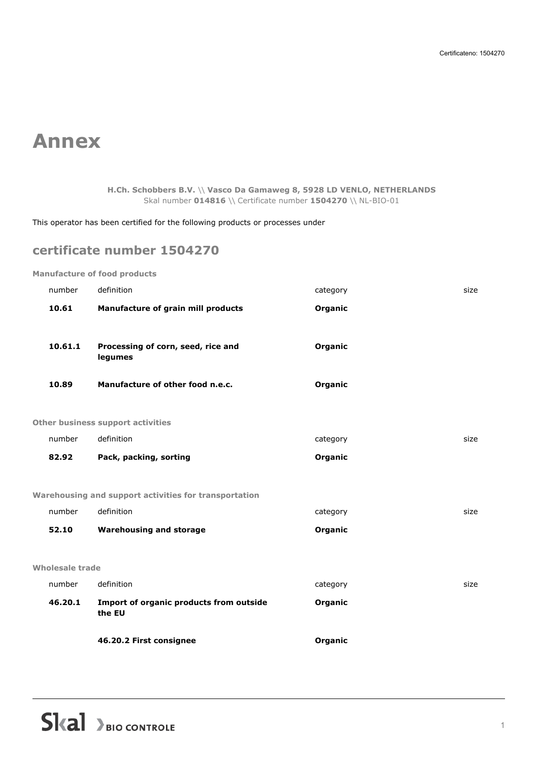# Annex

**H.Ch. Schobbers B.V.** \\ **Vasco Da Gamaweg 8, 5928 LD VENLO, NETHERLANDS**
Skal number **014816** \\ Certificate number **1504270** \\ NL-BIO-01

This operator has been certified for the following products or processes under

## certificate number 1504270

**Manufacture of food products**

| number | definition | category | size |
|---|---|---|---|
| **10.61** | **Manufacture of grain mill products** | **Organic** | |
| **10.61.1** | **Processing of corn, seed, rice and legumes** | **Organic** | |
| **10.89** | **Manufacture of other food n.e.c.** | **Organic** | |

**Other business support activities**

| number | definition | category | size |
|---|---|---|---|
| **82.92** | **Pack, packing, sorting** | **Organic** | |

**Warehousing and support activities for transportation**

| number | definition | category | size |
|---|---|---|---|
| **52.10** | **Warehousing and storage** | **Organic** | |

**Wholesale trade**

| number | definition | category | size |
|---|---|---|---|
| **46.20.1** | **Import of organic products from outside the EU** | **Organic** | |
| | **46.20.2 First consignee** | **Organic** | |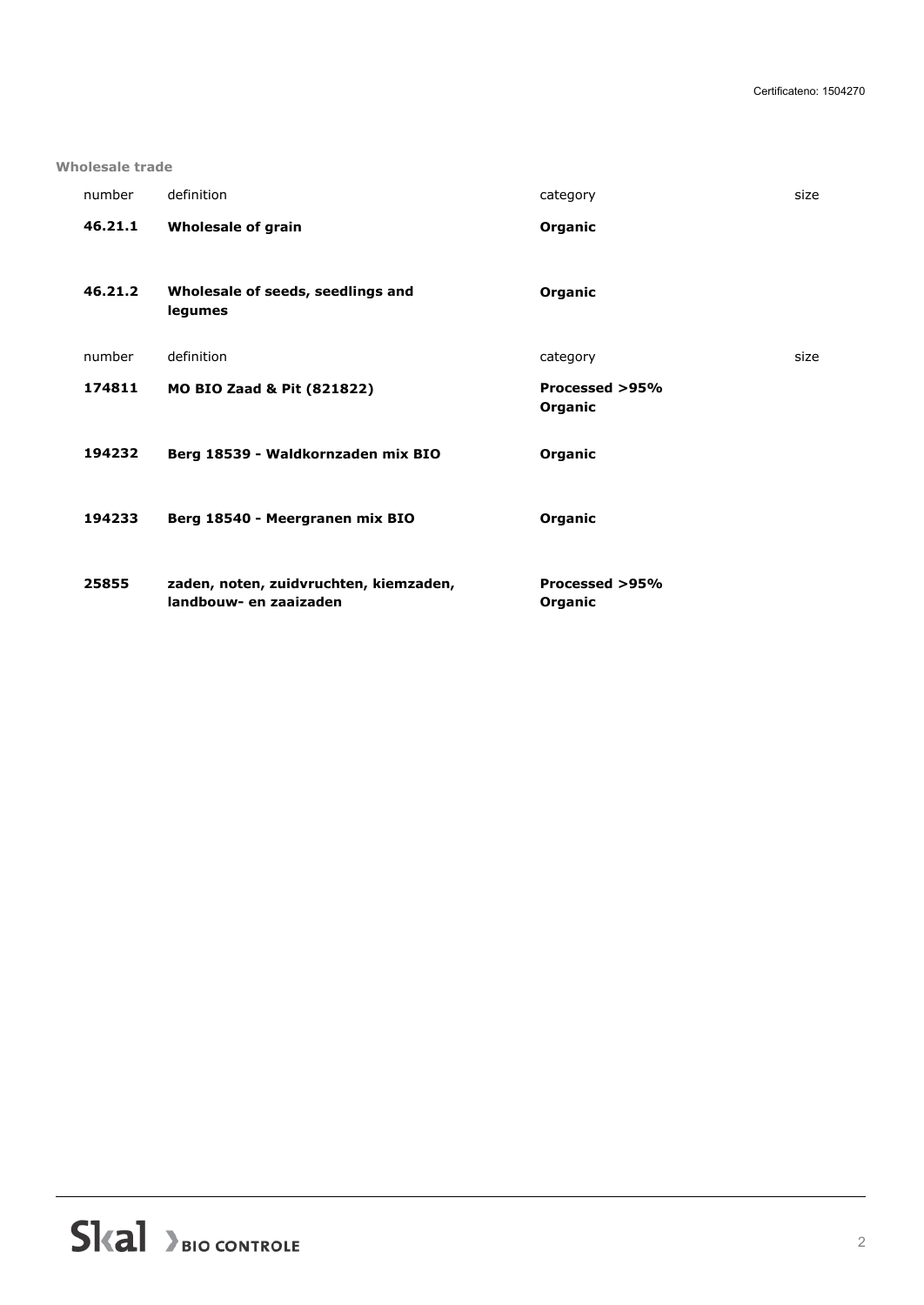Certificateno: 1504270

**Wholesale trade**

| number | definition | category | size |
|---|---|---|---|
| **46.21.1** | **Wholesale of grain** | **Organic** | |
| **46.21.2** | **Wholesale of seeds, seedlings and legumes** | **Organic** | |

| number | definition | category | size |
|---|---|---|---|
| **174811** | **MO BIO Zaad & Pit (821822)** | **Processed >95% Organic** | |
| **194232** | **Berg 18539 - Waldkornzaden mix BIO** | **Organic** | |
| **194233** | **Berg 18540 - Meergranen mix BIO** | **Organic** | |
| **25855** | **zaden, noten, zuidvruchten, kiemzaden, landbouw- en zaaizaden** | **Processed >95% Organic** | |